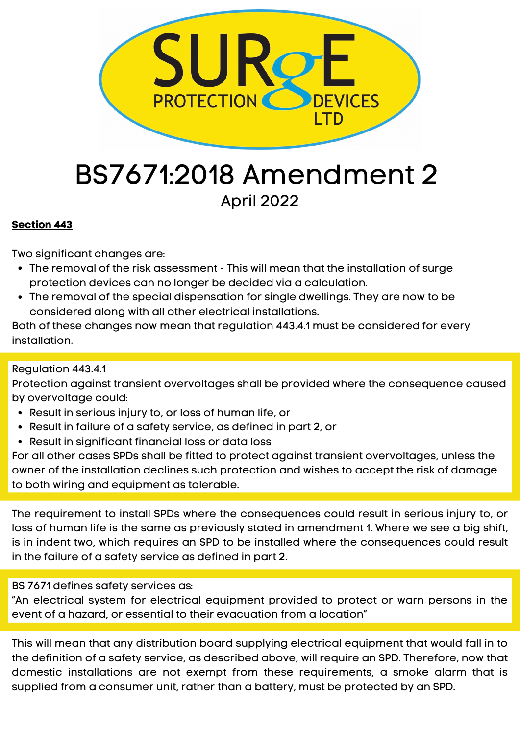SURgE PROTECTION DEVICES LTD

# BS7671:2018 Amendment 2

April 2022

**Section 443**

Two significant changes are:

- The removal of the risk assessment - This will mean that the installation of surge protection devices can no longer be decided via a calculation.
- The removal of the special dispensation for single dwellings. They are now to be considered along with all other electrical installations.

Both of these changes now mean that regulation 443.4.1 must be considered for every installation.

> Regulation 443.4.1
> Protection against transient overvoltages shall be provided where the consequence caused by overvoltage could:
> - Result in serious injury to, or loss of human life, or
> - Result in failure of a safety service, as defined in part 2, or
> - Result in significant financial loss or data loss
>
> For all other cases SPDs shall be fitted to protect against transient overvoltages, unless the owner of the installation declines such protection and wishes to accept the risk of damage to both wiring and equipment as tolerable.

The requirement to install SPDs where the consequences could result in serious injury to, or loss of human life is the same as previously stated in amendment 1. Where we see a big shift, is in indent two, which requires an SPD to be installed where the consequences could result in the failure of a safety service as defined in part 2.

> BS 7671 defines safety services as:
> "An electrical system for electrical equipment provided to protect or warn persons in the event of a hazard, or essential to their evacuation from a location"

This will mean that any distribution board supplying electrical equipment that would fall in to the definition of a safety service, as described above, will require an SPD. Therefore, now that domestic installations are not exempt from these requirements, a smoke alarm that is supplied from a consumer unit, rather than a battery, must be protected by an SPD.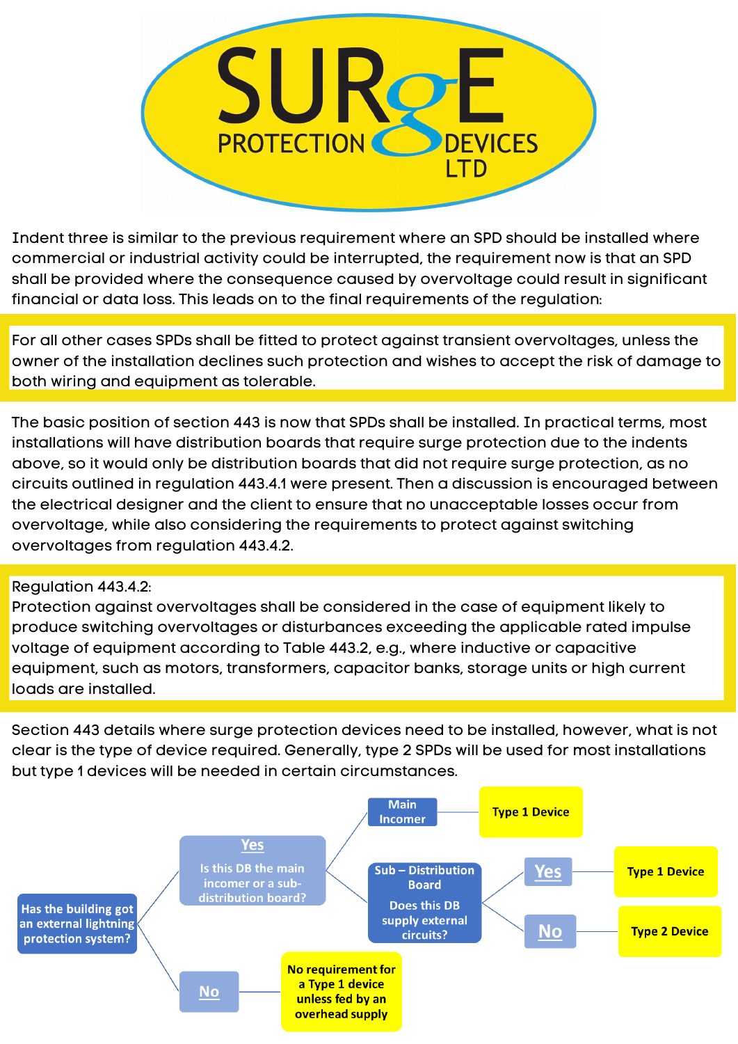**SURgE PROTECTION DEVICES LTD**

Indent three is similar to the previous requirement where an SPD should be installed where commercial or industrial activity could be interrupted, the requirement now is that an SPD shall be provided where the consequence caused by overvoltage could result in significant financial or data loss. This leads on to the final requirements of the regulation:

> For all other cases SPDs shall be fitted to protect against transient overvoltages, unless the owner of the installation declines such protection and wishes to accept the risk of damage to both wiring and equipment as tolerable.

The basic position of section 443 is now that SPDs shall be installed. In practical terms, most installations will have distribution boards that require surge protection due to the indents above, so it would only be distribution boards that did not require surge protection, as no circuits outlined in regulation 443.4.1 were present. Then a discussion is encouraged between the electrical designer and the client to ensure that no unacceptable losses occur from overvoltage, while also considering the requirements to protect against switching overvoltages from regulation 443.4.2.

> Regulation 443.4.2:
> Protection against overvoltages shall be considered in the case of equipment likely to produce switching overvoltages or disturbances exceeding the applicable rated impulse voltage of equipment according to Table 443.2, e.g., where inductive or capacitive equipment, such as motors, transformers, capacitor banks, storage units or high current loads are installed.

Section 443 details where surge protection devices need to be installed, however, what is not clear is the type of device required. Generally, type 2 SPDs will be used for most installations but type 1 devices will be needed in certain circumstances.

- **Has the building got an external lightning protection system?**
  - **Yes** – Is this DB the main incomer or a sub-distribution board?
    - **Main Incomer** → **Type 1 Device**
    - **Sub – Distribution Board** – Does this DB supply external circuits?
      - **Yes** → **Type 1 Device**
      - **No** → **Type 2 Device**
  - **No** → **No requirement for a Type 1 device unless fed by an overhead supply**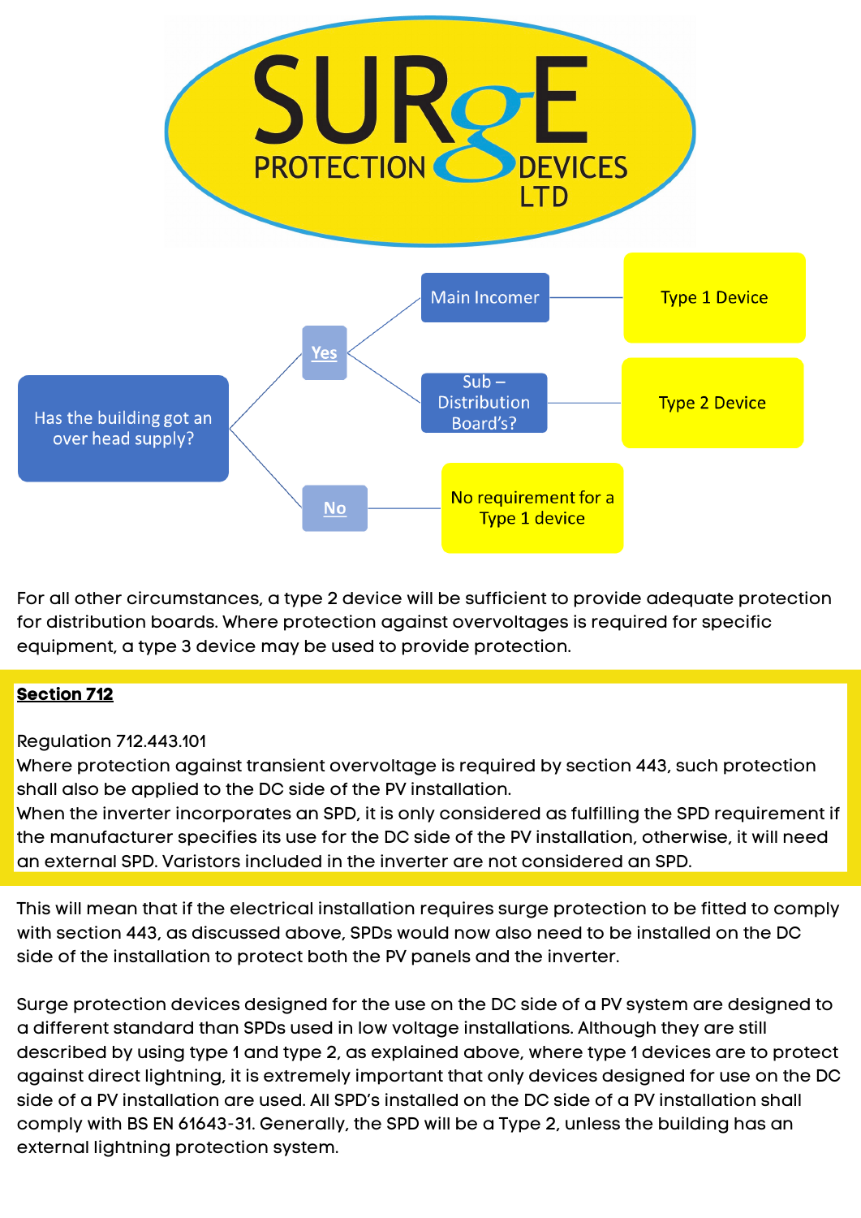SURgE PROTECTION DEVICES LTD

Has the building got an over head supply?

- **Yes**
  - Main Incomer → Type 1 Device
  - Sub – Distribution Board's? → Type 2 Device
- **No** → No requirement for a Type 1 device

For all other circumstances, a type 2 device will be sufficient to provide adequate protection for distribution boards. Where protection against overvoltages is required for specific equipment, a type 3 device may be used to provide protection.

**Section 712**

Regulation 712.443.101
Where protection against transient overvoltage is required by section 443, such protection shall also be applied to the DC side of the PV installation.
When the inverter incorporates an SPD, it is only considered as fulfilling the SPD requirement if the manufacturer specifies its use for the DC side of the PV installation, otherwise, it will need an external SPD. Varistors included in the inverter are not considered an SPD.

This will mean that if the electrical installation requires surge protection to be fitted to comply with section 443, as discussed above, SPDs would now also need to be installed on the DC side of the installation to protect both the PV panels and the inverter.

Surge protection devices designed for the use on the DC side of a PV system are designed to a different standard than SPDs used in low voltage installations. Although they are still described by using type 1 and type 2, as explained above, where type 1 devices are to protect against direct lightning, it is extremely important that only devices designed for use on the DC side of a PV installation are used. All SPD's installed on the DC side of a PV installation shall comply with BS EN 61643-31. Generally, the SPD will be a Type 2, unless the building has an external lightning protection system.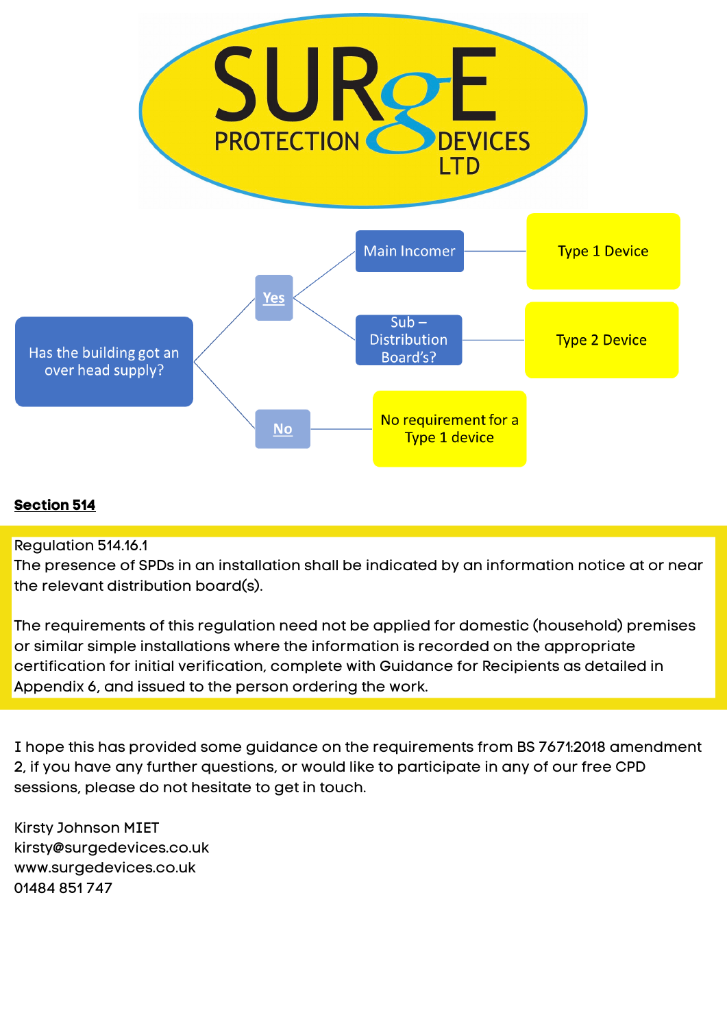SURgE PROTECTION DEVICES LTD

Has the building got an over head supply?

Yes

Main Incomer

Type 1 Device

Sub – Distribution Board's?

Type 2 Device

No

No requirement for a Type 1 device

**Section 514**

Regulation 514.16.1
The presence of SPDs in an installation shall be indicated by an information notice at or near the relevant distribution board(s).

The requirements of this regulation need not be applied for domestic (household) premises or similar simple installations where the information is recorded on the appropriate certification for initial verification, complete with Guidance for Recipients as detailed in Appendix 6, and issued to the person ordering the work.

I hope this has provided some guidance on the requirements from BS 7671:2018 amendment 2, if you have any further questions, or would like to participate in any of our free CPD sessions, please do not hesitate to get in touch.

Kirsty Johnson MIET
kirsty@surgedevices.co.uk
www.surgedevices.co.uk
01484 851 747